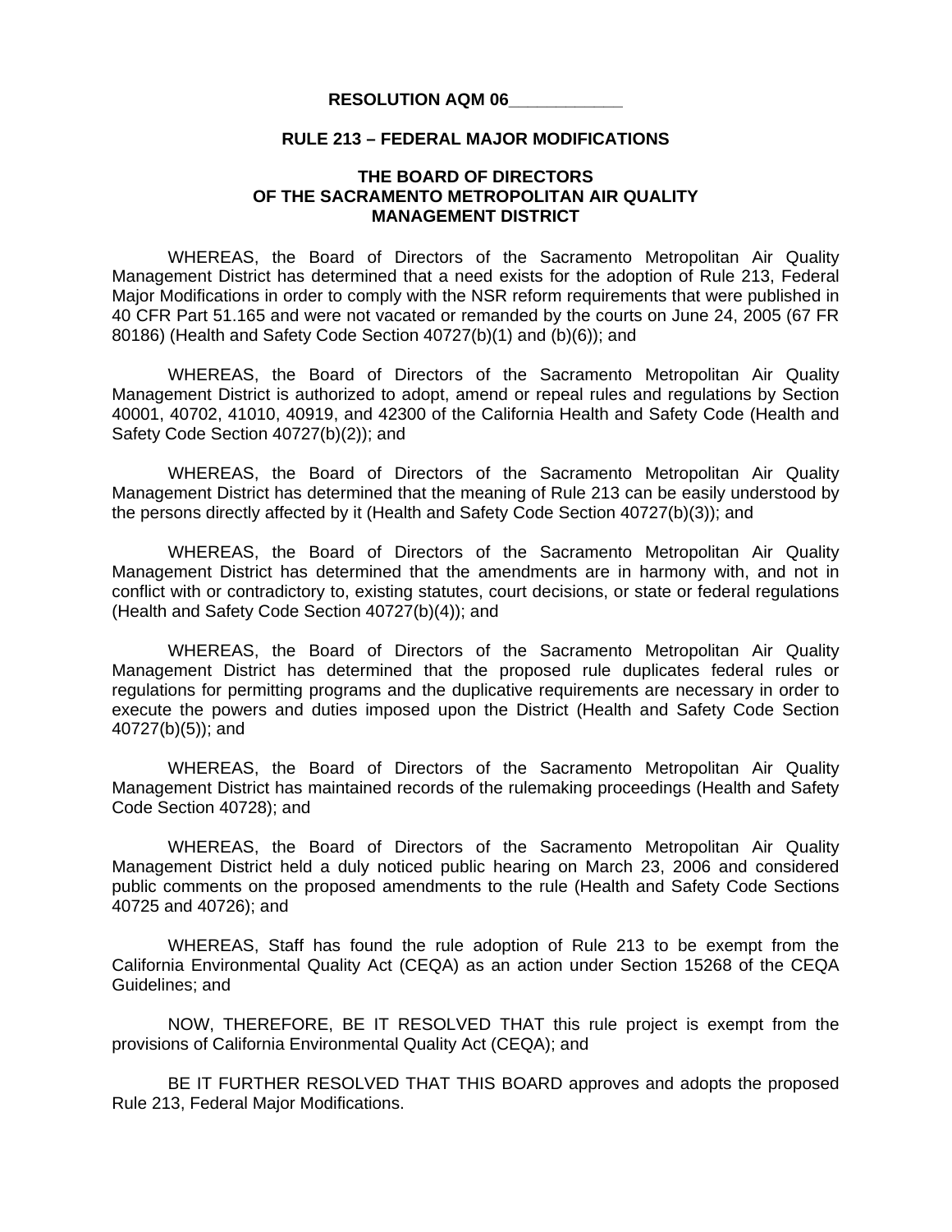**RESOLUTION AQM 06\_\_\_\_\_\_\_\_\_\_\_\_**

**RULE 213 – FEDERAL MAJOR MODIFICATIONS**

**THE BOARD OF DIRECTORS OF THE SACRAMENTO METROPOLITAN AIR QUALITY MANAGEMENT DISTRICT**

WHEREAS, the Board of Directors of the Sacramento Metropolitan Air Quality Management District has determined that a need exists for the adoption of Rule 213, Federal Major Modifications in order to comply with the NSR reform requirements that were published in 40 CFR Part 51.165 and were not vacated or remanded by the courts on June 24, 2005 (67 FR 80186) (Health and Safety Code Section 40727(b)(1) and (b)(6)); and

WHEREAS, the Board of Directors of the Sacramento Metropolitan Air Quality Management District is authorized to adopt, amend or repeal rules and regulations by Section 40001, 40702, 41010, 40919, and 42300 of the California Health and Safety Code (Health and Safety Code Section 40727(b)(2)); and

WHEREAS, the Board of Directors of the Sacramento Metropolitan Air Quality Management District has determined that the meaning of Rule 213 can be easily understood by the persons directly affected by it (Health and Safety Code Section 40727(b)(3)); and

WHEREAS, the Board of Directors of the Sacramento Metropolitan Air Quality Management District has determined that the amendments are in harmony with, and not in conflict with or contradictory to, existing statutes, court decisions, or state or federal regulations (Health and Safety Code Section 40727(b)(4)); and

WHEREAS, the Board of Directors of the Sacramento Metropolitan Air Quality Management District has determined that the proposed rule duplicates federal rules or regulations for permitting programs and the duplicative requirements are necessary in order to execute the powers and duties imposed upon the District (Health and Safety Code Section 40727(b)(5)); and

WHEREAS, the Board of Directors of the Sacramento Metropolitan Air Quality Management District has maintained records of the rulemaking proceedings (Health and Safety Code Section 40728); and

WHEREAS, the Board of Directors of the Sacramento Metropolitan Air Quality Management District held a duly noticed public hearing on March 23, 2006 and considered public comments on the proposed amendments to the rule (Health and Safety Code Sections 40725 and 40726); and

WHEREAS, Staff has found the rule adoption of Rule 213 to be exempt from the California Environmental Quality Act (CEQA) as an action under Section 15268 of the CEQA Guidelines; and

NOW, THEREFORE, BE IT RESOLVED THAT this rule project is exempt from the provisions of California Environmental Quality Act (CEQA); and

BE IT FURTHER RESOLVED THAT THIS BOARD approves and adopts the proposed Rule 213, Federal Major Modifications.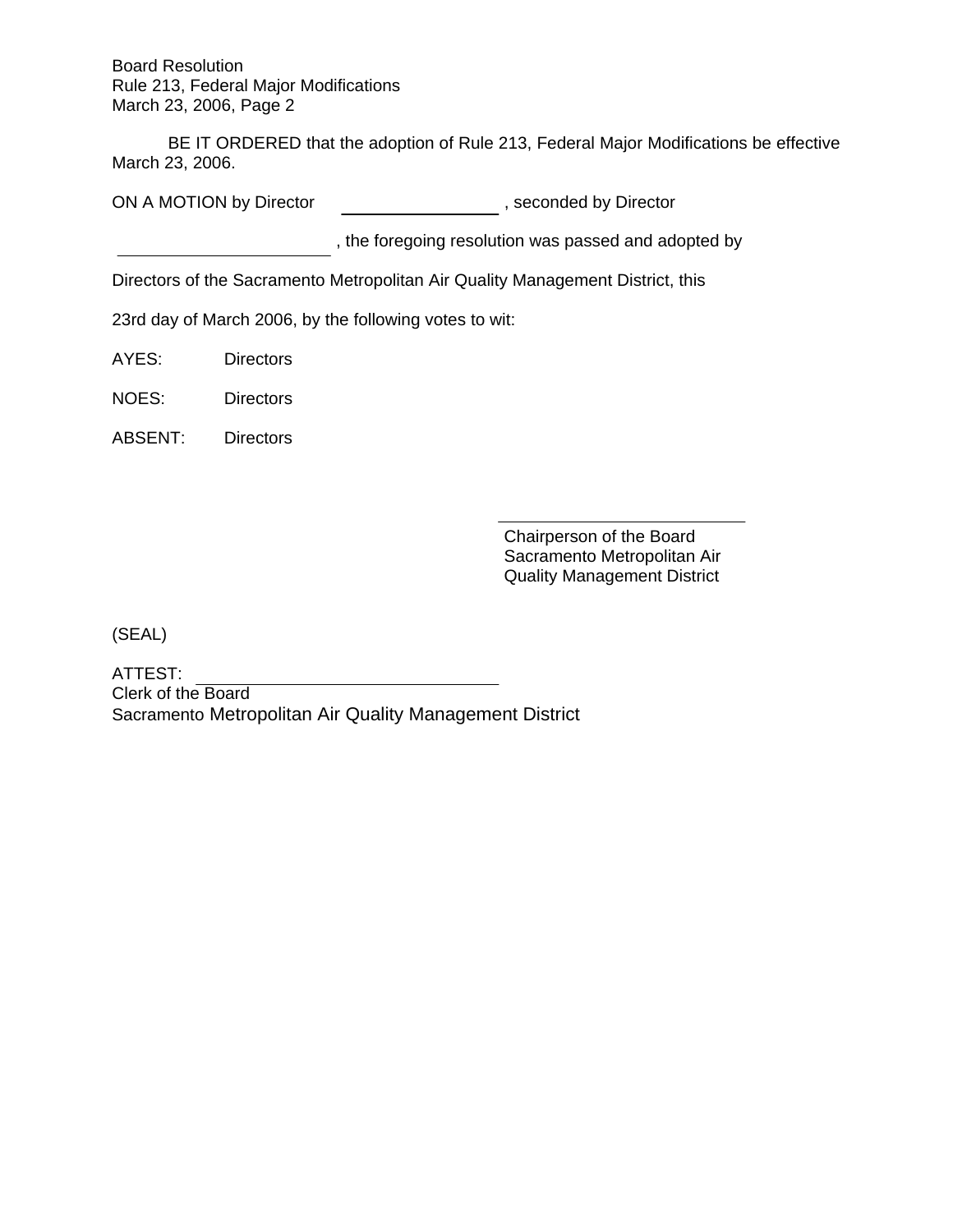BE IT ORDERED that the adoption of Rule 213, Federal Major Modifications be effective March 23, 2006.

ON A MOTION by Director \_\_\_\_\_\_\_\_\_\_\_\_\_\_\_\_\_\_\_\_, seconded by Director

\_\_\_\_\_\_\_\_\_\_\_\_\_\_\_\_\_\_\_\_\_\_\_\_\_\_, the foregoing resolution was passed and adopted by

Directors of the Sacramento Metropolitan Air Quality Management District, this

23rd day of March 2006, by the following votes to wit:

AYES: Directors

NOES: Directors

ABSENT: Directors

\_\_\_\_\_\_\_\_\_\_\_\_\_\_\_\_\_\_\_\_\_\_\_\_\_\_\_\_\_\_\_\_\_\_\_
Chairperson of the Board
Sacramento Metropolitan Air
Quality Management District

(SEAL)

ATTEST: \_\_\_\_\_\_\_\_\_\_\_\_\_\_\_\_\_\_\_\_\_\_\_\_\_\_\_\_\_\_\_\_\_\_\_\_\_\_\_\_\_
Clerk of the Board
Sacramento Metropolitan Air Quality Management District